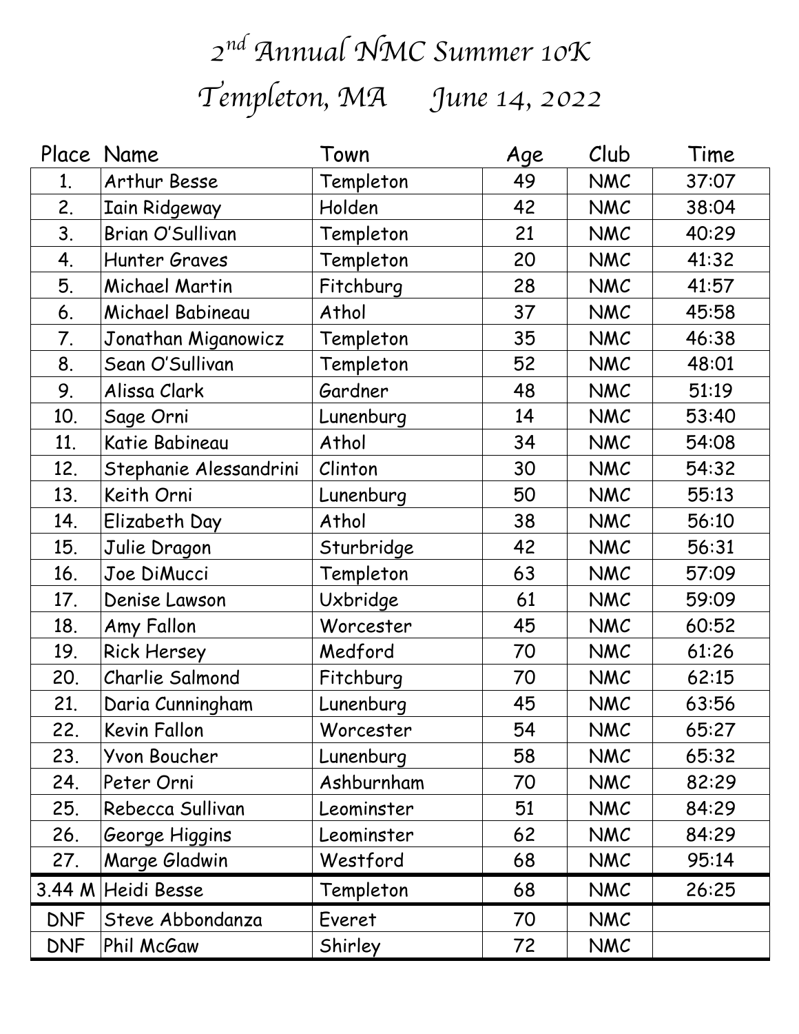# 2nd Annual NMC Summer 10K

## Templeton, MA June 14, 2022

| Place | Name | Town | Age | Club | Time |
|---|---|---|---|---|---|
| 1. | Arthur Besse | Templeton | 49 | NMC | 37:07 |
| 2. | Iain Ridgeway | Holden | 42 | NMC | 38:04 |
| 3. | Brian O'Sullivan | Templeton | 21 | NMC | 40:29 |
| 4. | Hunter Graves | Templeton | 20 | NMC | 41:32 |
| 5. | Michael Martin | Fitchburg | 28 | NMC | 41:57 |
| 6. | Michael Babineau | Athol | 37 | NMC | 45:58 |
| 7. | Jonathan Miganowicz | Templeton | 35 | NMC | 46:38 |
| 8. | Sean O'Sullivan | Templeton | 52 | NMC | 48:01 |
| 9. | Alissa Clark | Gardner | 48 | NMC | 51:19 |
| 10. | Sage Orni | Lunenburg | 14 | NMC | 53:40 |
| 11. | Katie Babineau | Athol | 34 | NMC | 54:08 |
| 12. | Stephanie Alessandrini | Clinton | 30 | NMC | 54:32 |
| 13. | Keith Orni | Lunenburg | 50 | NMC | 55:13 |
| 14. | Elizabeth Day | Athol | 38 | NMC | 56:10 |
| 15. | Julie Dragon | Sturbridge | 42 | NMC | 56:31 |
| 16. | Joe DiMucci | Templeton | 63 | NMC | 57:09 |
| 17. | Denise Lawson | Uxbridge | 61 | NMC | 59:09 |
| 18. | Amy Fallon | Worcester | 45 | NMC | 60:52 |
| 19. | Rick Hersey | Medford | 70 | NMC | 61:26 |
| 20. | Charlie Salmond | Fitchburg | 70 | NMC | 62:15 |
| 21. | Daria Cunningham | Lunenburg | 45 | NMC | 63:56 |
| 22. | Kevin Fallon | Worcester | 54 | NMC | 65:27 |
| 23. | Yvon Boucher | Lunenburg | 58 | NMC | 65:32 |
| 24. | Peter Orni | Ashburnham | 70 | NMC | 82:29 |
| 25. | Rebecca Sullivan | Leominster | 51 | NMC | 84:29 |
| 26. | George Higgins | Leominster | 62 | NMC | 84:29 |
| 27. | Marge Gladwin | Westford | 68 | NMC | 95:14 |
| 3.44 M | Heidi Besse | Templeton | 68 | NMC | 26:25 |
| DNF | Steve Abbondanza | Everet | 70 | NMC | |
| DNF | Phil McGaw | Shirley | 72 | NMC | |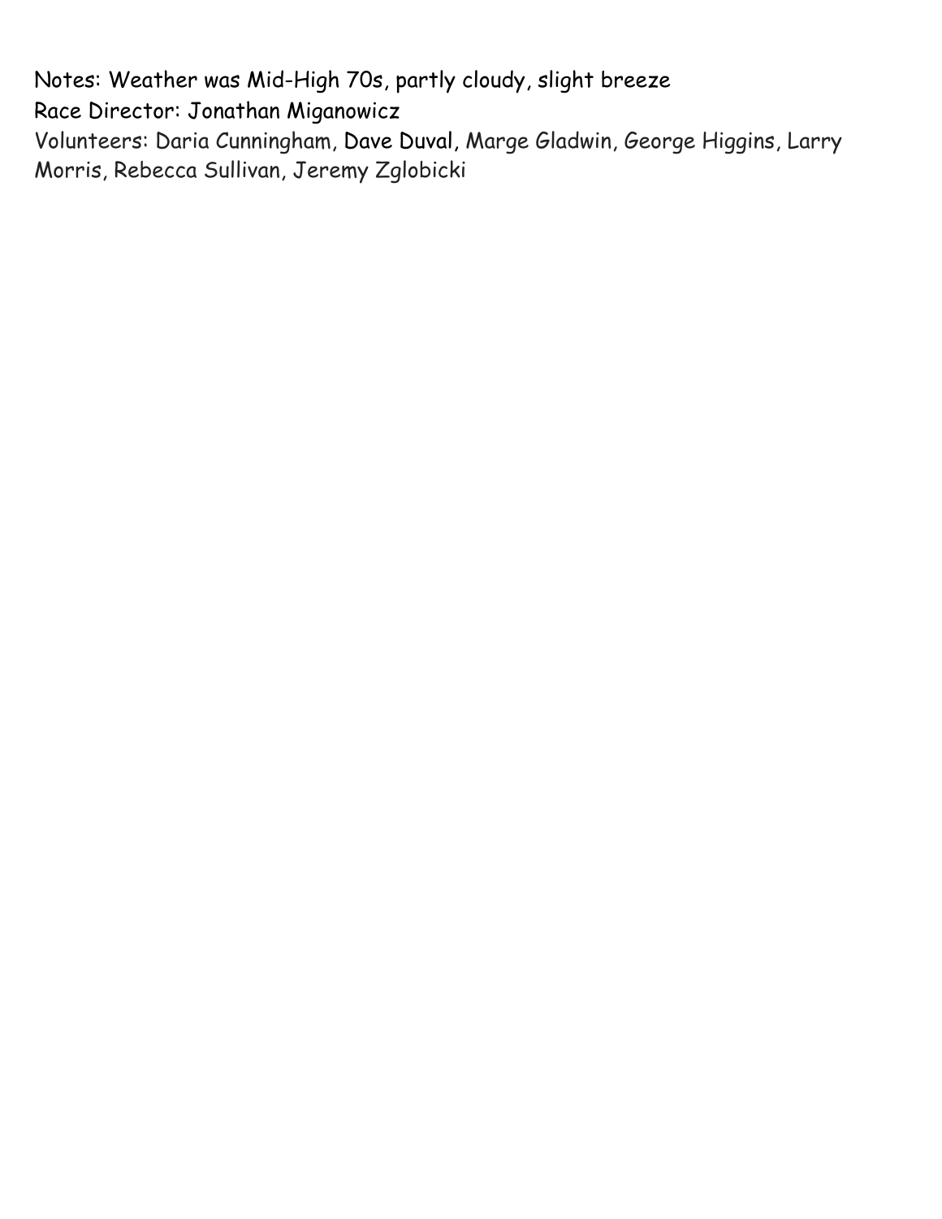Notes: Weather was Mid-High 70s, partly cloudy, slight breeze
Race Director: Jonathan Miganowicz
Volunteers: Daria Cunningham, Dave Duval, Marge Gladwin, George Higgins, Larry Morris, Rebecca Sullivan, Jeremy Zglobicki